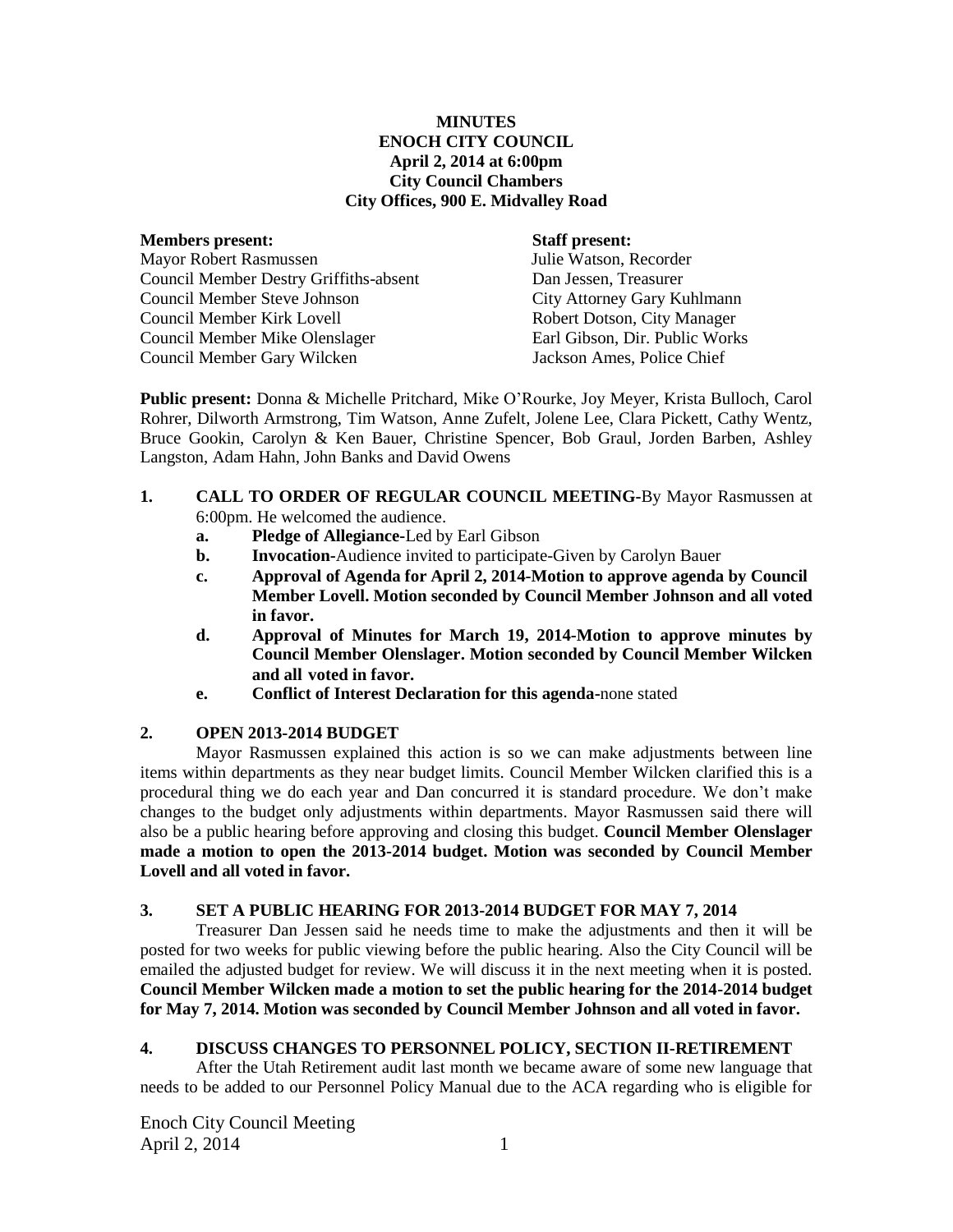**MINUTES**
**ENOCH CITY COUNCIL**
**April 2, 2014 at 6:00pm**
**City Council Chambers**
**City Offices, 900 E. Midvalley Road**

| **Members present:** | **Staff present:** |
|---|---|
| Mayor Robert Rasmussen | Julie Watson, Recorder |
| Council Member Destry Griffiths-absent | Dan Jessen, Treasurer |
| Council Member Steve Johnson | City Attorney Gary Kuhlmann |
| Council Member Kirk Lovell | Robert Dotson, City Manager |
| Council Member Mike Olenslager | Earl Gibson, Dir. Public Works |
| Council Member Gary Wilcken | Jackson Ames, Police Chief |

**Public present:** Donna & Michelle Pritchard, Mike O'Rourke, Joy Meyer, Krista Bulloch, Carol Rohrer, Dilworth Armstrong, Tim Watson, Anne Zufelt, Jolene Lee, Clara Pickett, Cathy Wentz, Bruce Gookin, Carolyn & Ken Bauer, Christine Spencer, Bob Graul, Jorden Barben, Ashley Langston, Adam Hahn, John Banks and David Owens

1. **CALL TO ORDER OF REGULAR COUNCIL MEETING-**By Mayor Rasmussen at 6:00pm. He welcomed the audience.
   a. **Pledge of Allegiance-**Led by Earl Gibson
   b. **Invocation-**Audience invited to participate-Given by Carolyn Bauer
   c. **Approval of Agenda for April 2, 2014-Motion to approve agenda by Council Member Lovell. Motion seconded by Council Member Johnson and all voted in favor.**
   d. **Approval of Minutes for March 19, 2014-Motion to approve minutes by Council Member Olenslager. Motion seconded by Council Member Wilcken and all voted in favor.**
   e. **Conflict of Interest Declaration for this agenda-**none stated

2. **OPEN 2013-2014 BUDGET**

Mayor Rasmussen explained this action is so we can make adjustments between line items within departments as they near budget limits. Council Member Wilcken clarified this is a procedural thing we do each year and Dan concurred it is standard procedure. We don't make changes to the budget only adjustments within departments. Mayor Rasmussen said there will also be a public hearing before approving and closing this budget. **Council Member Olenslager made a motion to open the 2013-2014 budget. Motion was seconded by Council Member Lovell and all voted in favor.**

3. **SET A PUBLIC HEARING FOR 2013-2014 BUDGET FOR MAY 7, 2014**

Treasurer Dan Jessen said he needs time to make the adjustments and then it will be posted for two weeks for public viewing before the public hearing. Also the City Council will be emailed the adjusted budget for review. We will discuss it in the next meeting when it is posted. **Council Member Wilcken made a motion to set the public hearing for the 2014-2014 budget for May 7, 2014. Motion was seconded by Council Member Johnson and all voted in favor.**

4. **DISCUSS CHANGES TO PERSONNEL POLICY, SECTION II-RETIREMENT**

After the Utah Retirement audit last month we became aware of some new language that needs to be added to our Personnel Policy Manual due to the ACA regarding who is eligible for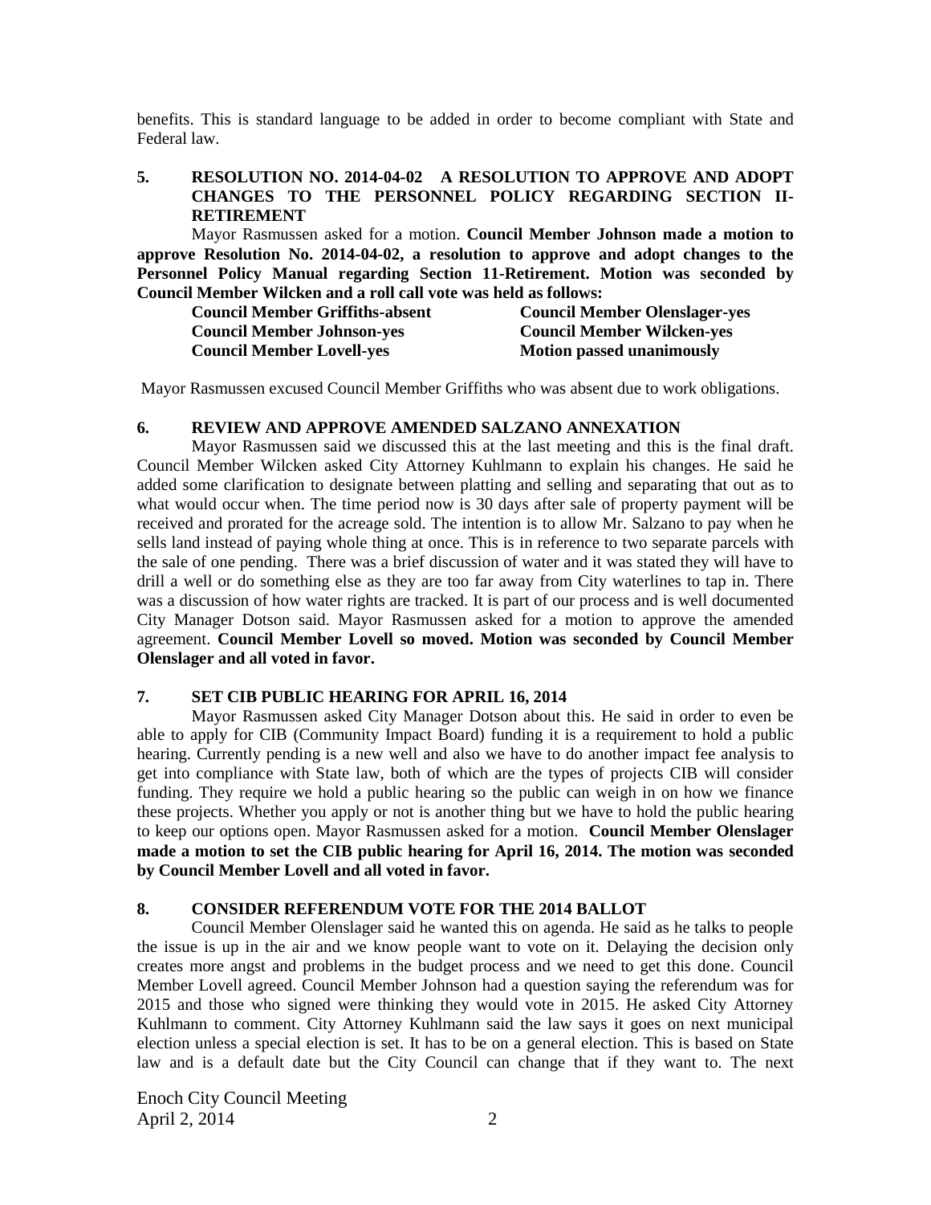benefits. This is standard language to be added in order to become compliant with State and Federal law.

**5. RESOLUTION NO. 2014-04-02 A RESOLUTION TO APPROVE AND ADOPT CHANGES TO THE PERSONNEL POLICY REGARDING SECTION II-RETIREMENT**

Mayor Rasmussen asked for a motion. **Council Member Johnson made a motion to approve Resolution No. 2014-04-02, a resolution to approve and adopt changes to the Personnel Policy Manual regarding Section 11-Retirement. Motion was seconded by Council Member Wilcken and a roll call vote was held as follows:**

| | |
|---|---|
| **Council Member Griffiths-absent** | **Council Member Olenslager-yes** |
| **Council Member Johnson-yes** | **Council Member Wilcken-yes** |
| **Council Member Lovell-yes** | **Motion passed unanimously** |

Mayor Rasmussen excused Council Member Griffiths who was absent due to work obligations.

**6. REVIEW AND APPROVE AMENDED SALZANO ANNEXATION**

Mayor Rasmussen said we discussed this at the last meeting and this is the final draft. Council Member Wilcken asked City Attorney Kuhlmann to explain his changes. He said he added some clarification to designate between platting and selling and separating that out as to what would occur when. The time period now is 30 days after sale of property payment will be received and prorated for the acreage sold. The intention is to allow Mr. Salzano to pay when he sells land instead of paying whole thing at once. This is in reference to two separate parcels with the sale of one pending. There was a brief discussion of water and it was stated they will have to drill a well or do something else as they are too far away from City waterlines to tap in. There was a discussion of how water rights are tracked. It is part of our process and is well documented City Manager Dotson said. Mayor Rasmussen asked for a motion to approve the amended agreement. **Council Member Lovell so moved. Motion was seconded by Council Member Olenslager and all voted in favor.**

**7. SET CIB PUBLIC HEARING FOR APRIL 16, 2014**

Mayor Rasmussen asked City Manager Dotson about this. He said in order to even be able to apply for CIB (Community Impact Board) funding it is a requirement to hold a public hearing. Currently pending is a new well and also we have to do another impact fee analysis to get into compliance with State law, both of which are the types of projects CIB will consider funding. They require we hold a public hearing so the public can weigh in on how we finance these projects. Whether you apply or not is another thing but we have to hold the public hearing to keep our options open. Mayor Rasmussen asked for a motion. **Council Member Olenslager made a motion to set the CIB public hearing for April 16, 2014. The motion was seconded by Council Member Lovell and all voted in favor.**

**8. CONSIDER REFERENDUM VOTE FOR THE 2014 BALLOT**

Council Member Olenslager said he wanted this on agenda. He said as he talks to people the issue is up in the air and we know people want to vote on it. Delaying the decision only creates more angst and problems in the budget process and we need to get this done. Council Member Lovell agreed. Council Member Johnson had a question saying the referendum was for 2015 and those who signed were thinking they would vote in 2015. He asked City Attorney Kuhlmann to comment. City Attorney Kuhlmann said the law says it goes on next municipal election unless a special election is set. It has to be on a general election. This is based on State law and is a default date but the City Council can change that if they want to. The next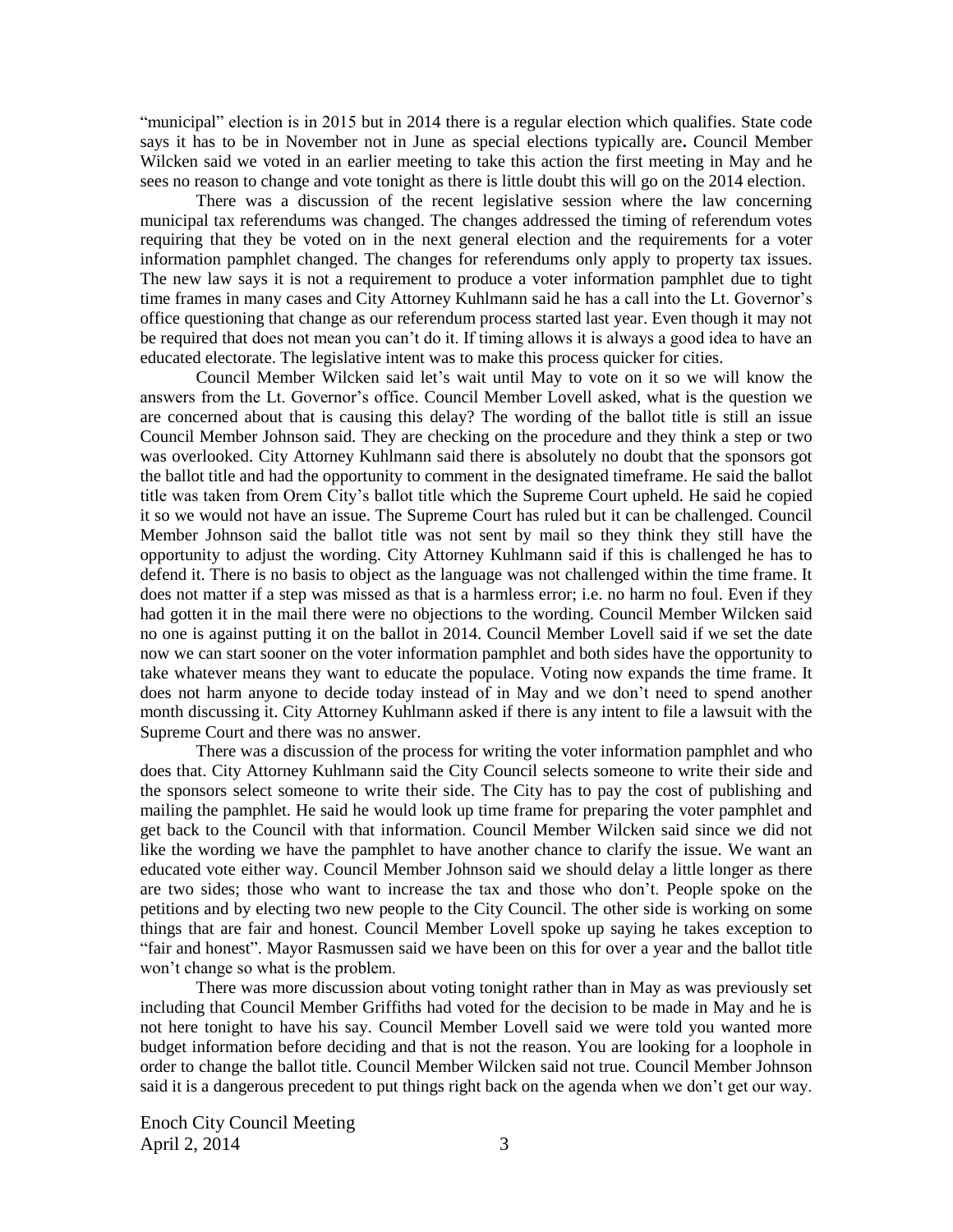"municipal" election is in 2015 but in 2014 there is a regular election which qualifies. State code says it has to be in November not in June as special elections typically are. Council Member Wilcken said we voted in an earlier meeting to take this action the first meeting in May and he sees no reason to change and vote tonight as there is little doubt this will go on the 2014 election.

There was a discussion of the recent legislative session where the law concerning municipal tax referendums was changed. The changes addressed the timing of referendum votes requiring that they be voted on in the next general election and the requirements for a voter information pamphlet changed. The changes for referendums only apply to property tax issues. The new law says it is not a requirement to produce a voter information pamphlet due to tight time frames in many cases and City Attorney Kuhlmann said he has a call into the Lt. Governor's office questioning that change as our referendum process started last year. Even though it may not be required that does not mean you can't do it. If timing allows it is always a good idea to have an educated electorate. The legislative intent was to make this process quicker for cities.

Council Member Wilcken said let's wait until May to vote on it so we will know the answers from the Lt. Governor's office. Council Member Lovell asked, what is the question we are concerned about that is causing this delay? The wording of the ballot title is still an issue Council Member Johnson said. They are checking on the procedure and they think a step or two was overlooked. City Attorney Kuhlmann said there is absolutely no doubt that the sponsors got the ballot title and had the opportunity to comment in the designated timeframe. He said the ballot title was taken from Orem City's ballot title which the Supreme Court upheld. He said he copied it so we would not have an issue. The Supreme Court has ruled but it can be challenged. Council Member Johnson said the ballot title was not sent by mail so they think they still have the opportunity to adjust the wording. City Attorney Kuhlmann said if this is challenged he has to defend it. There is no basis to object as the language was not challenged within the time frame. It does not matter if a step was missed as that is a harmless error; i.e. no harm no foul. Even if they had gotten it in the mail there were no objections to the wording. Council Member Wilcken said no one is against putting it on the ballot in 2014. Council Member Lovell said if we set the date now we can start sooner on the voter information pamphlet and both sides have the opportunity to take whatever means they want to educate the populace. Voting now expands the time frame. It does not harm anyone to decide today instead of in May and we don't need to spend another month discussing it. City Attorney Kuhlmann asked if there is any intent to file a lawsuit with the Supreme Court and there was no answer.

There was a discussion of the process for writing the voter information pamphlet and who does that. City Attorney Kuhlmann said the City Council selects someone to write their side and the sponsors select someone to write their side. The City has to pay the cost of publishing and mailing the pamphlet. He said he would look up time frame for preparing the voter pamphlet and get back to the Council with that information. Council Member Wilcken said since we did not like the wording we have the pamphlet to have another chance to clarify the issue. We want an educated vote either way. Council Member Johnson said we should delay a little longer as there are two sides; those who want to increase the tax and those who don't. People spoke on the petitions and by electing two new people to the City Council. The other side is working on some things that are fair and honest. Council Member Lovell spoke up saying he takes exception to "fair and honest". Mayor Rasmussen said we have been on this for over a year and the ballot title won't change so what is the problem.

There was more discussion about voting tonight rather than in May as was previously set including that Council Member Griffiths had voted for the decision to be made in May and he is not here tonight to have his say. Council Member Lovell said we were told you wanted more budget information before deciding and that is not the reason. You are looking for a loophole in order to change the ballot title. Council Member Wilcken said not true. Council Member Johnson said it is a dangerous precedent to put things right back on the agenda when we don't get our way.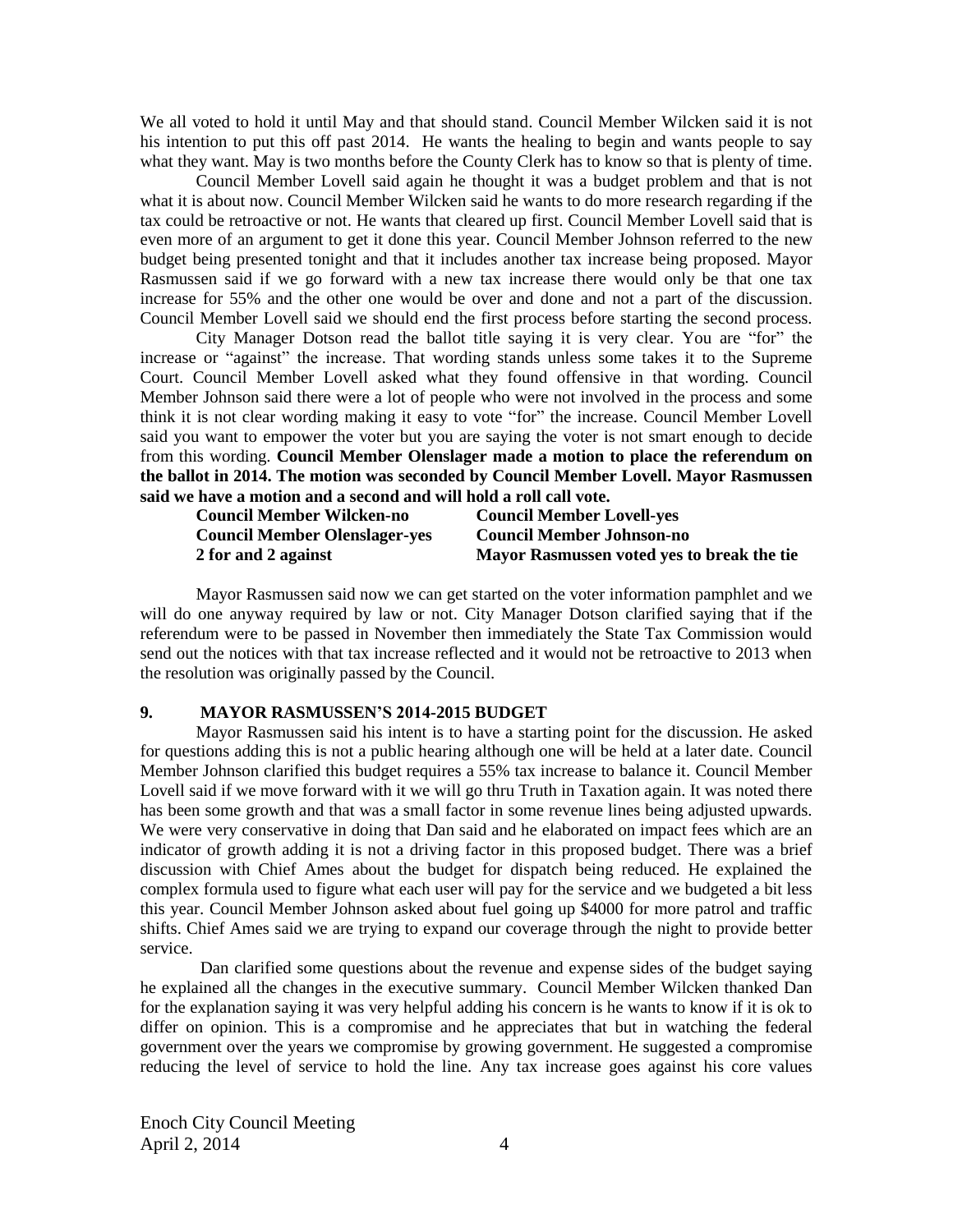We all voted to hold it until May and that should stand. Council Member Wilcken said it is not his intention to put this off past 2014. He wants the healing to begin and wants people to say what they want. May is two months before the County Clerk has to know so that is plenty of time.

Council Member Lovell said again he thought it was a budget problem and that is not what it is about now. Council Member Wilcken said he wants to do more research regarding if the tax could be retroactive or not. He wants that cleared up first. Council Member Lovell said that is even more of an argument to get it done this year. Council Member Johnson referred to the new budget being presented tonight and that it includes another tax increase being proposed. Mayor Rasmussen said if we go forward with a new tax increase there would only be that one tax increase for 55% and the other one would be over and done and not a part of the discussion. Council Member Lovell said we should end the first process before starting the second process.

City Manager Dotson read the ballot title saying it is very clear. You are "for" the increase or "against" the increase. That wording stands unless some takes it to the Supreme Court. Council Member Lovell asked what they found offensive in that wording. Council Member Johnson said there were a lot of people who were not involved in the process and some think it is not clear wording making it easy to vote "for" the increase. Council Member Lovell said you want to empower the voter but you are saying the voter is not smart enough to decide from this wording. **Council Member Olenslager made a motion to place the referendum on the ballot in 2014. The motion was seconded by Council Member Lovell. Mayor Rasmussen said we have a motion and a second and will hold a roll call vote.**

| | |
|---|---|
| **Council Member Wilcken-no** | **Council Member Lovell-yes** |
| **Council Member Olenslager-yes** | **Council Member Johnson-no** |
| **2 for and 2 against** | **Mayor Rasmussen voted yes to break the tie** |

Mayor Rasmussen said now we can get started on the voter information pamphlet and we will do one anyway required by law or not. City Manager Dotson clarified saying that if the referendum were to be passed in November then immediately the State Tax Commission would send out the notices with that tax increase reflected and it would not be retroactive to 2013 when the resolution was originally passed by the Council.

## 9. MAYOR RASMUSSEN'S 2014-2015 BUDGET

Mayor Rasmussen said his intent is to have a starting point for the discussion. He asked for questions adding this is not a public hearing although one will be held at a later date. Council Member Johnson clarified this budget requires a 55% tax increase to balance it. Council Member Lovell said if we move forward with it we will go thru Truth in Taxation again. It was noted there has been some growth and that was a small factor in some revenue lines being adjusted upwards. We were very conservative in doing that Dan said and he elaborated on impact fees which are an indicator of growth adding it is not a driving factor in this proposed budget. There was a brief discussion with Chief Ames about the budget for dispatch being reduced. He explained the complex formula used to figure what each user will pay for the service and we budgeted a bit less this year. Council Member Johnson asked about fuel going up $4000 for more patrol and traffic shifts. Chief Ames said we are trying to expand our coverage through the night to provide better service.

Dan clarified some questions about the revenue and expense sides of the budget saying he explained all the changes in the executive summary. Council Member Wilcken thanked Dan for the explanation saying it was very helpful adding his concern is he wants to know if it is ok to differ on opinion. This is a compromise and he appreciates that but in watching the federal government over the years we compromise by growing government. He suggested a compromise reducing the level of service to hold the line. Any tax increase goes against his core values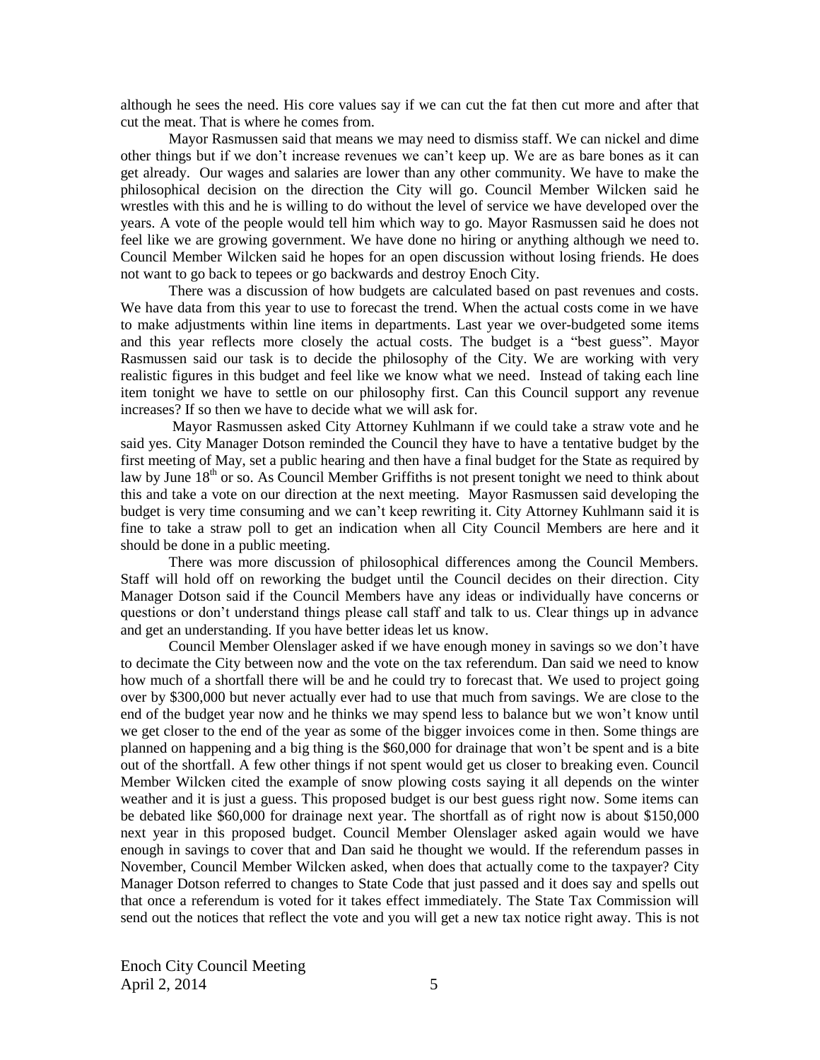although he sees the need. His core values say if we can cut the fat then cut more and after that cut the meat. That is where he comes from.

Mayor Rasmussen said that means we may need to dismiss staff. We can nickel and dime other things but if we don't increase revenues we can't keep up. We are as bare bones as it can get already. Our wages and salaries are lower than any other community. We have to make the philosophical decision on the direction the City will go. Council Member Wilcken said he wrestles with this and he is willing to do without the level of service we have developed over the years. A vote of the people would tell him which way to go. Mayor Rasmussen said he does not feel like we are growing government. We have done no hiring or anything although we need to. Council Member Wilcken said he hopes for an open discussion without losing friends. He does not want to go back to tepees or go backwards and destroy Enoch City.

There was a discussion of how budgets are calculated based on past revenues and costs. We have data from this year to use to forecast the trend. When the actual costs come in we have to make adjustments within line items in departments. Last year we over-budgeted some items and this year reflects more closely the actual costs. The budget is a "best guess". Mayor Rasmussen said our task is to decide the philosophy of the City. We are working with very realistic figures in this budget and feel like we know what we need. Instead of taking each line item tonight we have to settle on our philosophy first. Can this Council support any revenue increases? If so then we have to decide what we will ask for.

Mayor Rasmussen asked City Attorney Kuhlmann if we could take a straw vote and he said yes. City Manager Dotson reminded the Council they have to have a tentative budget by the first meeting of May, set a public hearing and then have a final budget for the State as required by law by June 18th or so. As Council Member Griffiths is not present tonight we need to think about this and take a vote on our direction at the next meeting. Mayor Rasmussen said developing the budget is very time consuming and we can't keep rewriting it. City Attorney Kuhlmann said it is fine to take a straw poll to get an indication when all City Council Members are here and it should be done in a public meeting.

There was more discussion of philosophical differences among the Council Members. Staff will hold off on reworking the budget until the Council decides on their direction. City Manager Dotson said if the Council Members have any ideas or individually have concerns or questions or don't understand things please call staff and talk to us. Clear things up in advance and get an understanding. If you have better ideas let us know.

Council Member Olenslager asked if we have enough money in savings so we don't have to decimate the City between now and the vote on the tax referendum. Dan said we need to know how much of a shortfall there will be and he could try to forecast that. We used to project going over by $300,000 but never actually ever had to use that much from savings. We are close to the end of the budget year now and he thinks we may spend less to balance but we won't know until we get closer to the end of the year as some of the bigger invoices come in then. Some things are planned on happening and a big thing is the $60,000 for drainage that won't be spent and is a bite out of the shortfall. A few other things if not spent would get us closer to breaking even. Council Member Wilcken cited the example of snow plowing costs saying it all depends on the winter weather and it is just a guess. This proposed budget is our best guess right now. Some items can be debated like $60,000 for drainage next year. The shortfall as of right now is about $150,000 next year in this proposed budget. Council Member Olenslager asked again would we have enough in savings to cover that and Dan said he thought we would. If the referendum passes in November, Council Member Wilcken asked, when does that actually come to the taxpayer? City Manager Dotson referred to changes to State Code that just passed and it does say and spells out that once a referendum is voted for it takes effect immediately. The State Tax Commission will send out the notices that reflect the vote and you will get a new tax notice right away. This is not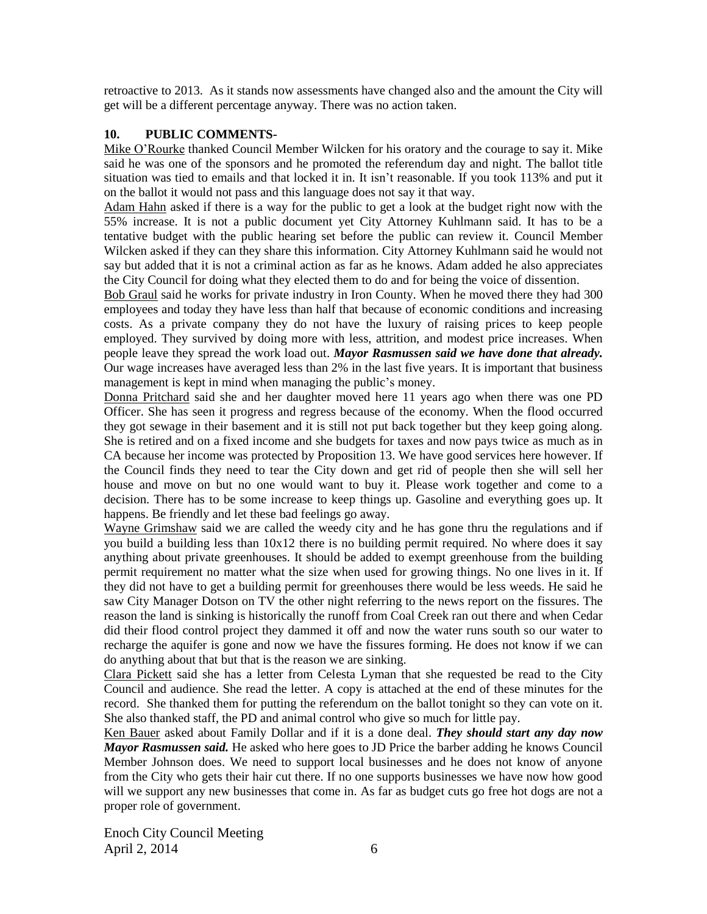retroactive to 2013. As it stands now assessments have changed also and the amount the City will get will be a different percentage anyway. There was no action taken.

### 10. PUBLIC COMMENTS-

Mike O'Rourke thanked Council Member Wilcken for his oratory and the courage to say it. Mike said he was one of the sponsors and he promoted the referendum day and night. The ballot title situation was tied to emails and that locked it in. It isn't reasonable. If you took 113% and put it on the ballot it would not pass and this language does not say it that way.

Adam Hahn asked if there is a way for the public to get a look at the budget right now with the 55% increase. It is not a public document yet City Attorney Kuhlmann said. It has to be a tentative budget with the public hearing set before the public can review it. Council Member Wilcken asked if they can they share this information. City Attorney Kuhlmann said he would not say but added that it is not a criminal action as far as he knows. Adam added he also appreciates the City Council for doing what they elected them to do and for being the voice of dissention.

Bob Graul said he works for private industry in Iron County. When he moved there they had 300 employees and today they have less than half that because of economic conditions and increasing costs. As a private company they do not have the luxury of raising prices to keep people employed. They survived by doing more with less, attrition, and modest price increases. When people leave they spread the work load out. ***Mayor Rasmussen said we have done that already.*** Our wage increases have averaged less than 2% in the last five years. It is important that business management is kept in mind when managing the public's money.

Donna Pritchard said she and her daughter moved here 11 years ago when there was one PD Officer. She has seen it progress and regress because of the economy. When the flood occurred they got sewage in their basement and it is still not put back together but they keep going along. She is retired and on a fixed income and she budgets for taxes and now pays twice as much as in CA because her income was protected by Proposition 13. We have good services here however. If the Council finds they need to tear the City down and get rid of people then she will sell her house and move on but no one would want to buy it. Please work together and come to a decision. There has to be some increase to keep things up. Gasoline and everything goes up. It happens. Be friendly and let these bad feelings go away.

Wayne Grimshaw said we are called the weedy city and he has gone thru the regulations and if you build a building less than 10x12 there is no building permit required. No where does it say anything about private greenhouses. It should be added to exempt greenhouse from the building permit requirement no matter what the size when used for growing things. No one lives in it. If they did not have to get a building permit for greenhouses there would be less weeds. He said he saw City Manager Dotson on TV the other night referring to the news report on the fissures. The reason the land is sinking is historically the runoff from Coal Creek ran out there and when Cedar did their flood control project they dammed it off and now the water runs south so our water to recharge the aquifer is gone and now we have the fissures forming. He does not know if we can do anything about that but that is the reason we are sinking.

Clara Pickett said she has a letter from Celesta Lyman that she requested be read to the City Council and audience. She read the letter. A copy is attached at the end of these minutes for the record. She thanked them for putting the referendum on the ballot tonight so they can vote on it. She also thanked staff, the PD and animal control who give so much for little pay.

Ken Bauer asked about Family Dollar and if it is a done deal. ***They should start any day now Mayor Rasmussen said.*** He asked who here goes to JD Price the barber adding he knows Council Member Johnson does. We need to support local businesses and he does not know of anyone from the City who gets their hair cut there. If no one supports businesses we have now how good will we support any new businesses that come in. As far as budget cuts go free hot dogs are not a proper role of government.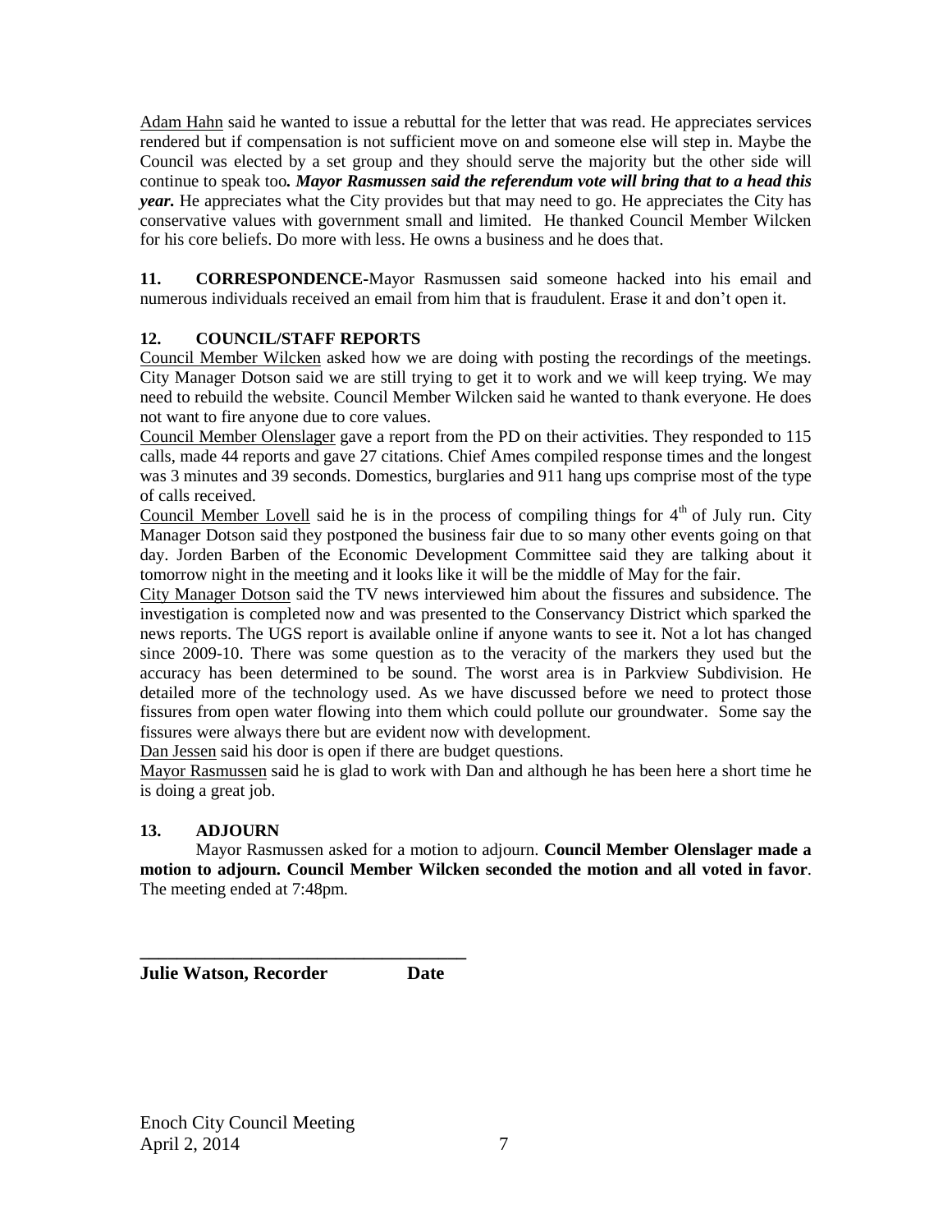Adam Hahn said he wanted to issue a rebuttal for the letter that was read. He appreciates services rendered but if compensation is not sufficient move on and someone else will step in. Maybe the Council was elected by a set group and they should serve the majority but the other side will continue to speak too*. **Mayor Rasmussen said the referendum vote will bring that to a head this year.*** He appreciates what the City provides but that may need to go. He appreciates the City has conservative values with government small and limited. He thanked Council Member Wilcken for his core beliefs. Do more with less. He owns a business and he does that.

**11. CORRESPONDENCE**-Mayor Rasmussen said someone hacked into his email and numerous individuals received an email from him that is fraudulent. Erase it and don't open it.

**12. COUNCIL/STAFF REPORTS**

Council Member Wilcken asked how we are doing with posting the recordings of the meetings. City Manager Dotson said we are still trying to get it to work and we will keep trying. We may need to rebuild the website. Council Member Wilcken said he wanted to thank everyone. He does not want to fire anyone due to core values.

Council Member Olenslager gave a report from the PD on their activities. They responded to 115 calls, made 44 reports and gave 27 citations. Chief Ames compiled response times and the longest was 3 minutes and 39 seconds. Domestics, burglaries and 911 hang ups comprise most of the type of calls received.

Council Member Lovell said he is in the process of compiling things for 4th of July run. City Manager Dotson said they postponed the business fair due to so many other events going on that day. Jorden Barben of the Economic Development Committee said they are talking about it tomorrow night in the meeting and it looks like it will be the middle of May for the fair.

City Manager Dotson said the TV news interviewed him about the fissures and subsidence. The investigation is completed now and was presented to the Conservancy District which sparked the news reports. The UGS report is available online if anyone wants to see it. Not a lot has changed since 2009-10. There was some question as to the veracity of the markers they used but the accuracy has been determined to be sound. The worst area is in Parkview Subdivision. He detailed more of the technology used. As we have discussed before we need to protect those fissures from open water flowing into them which could pollute our groundwater. Some say the fissures were always there but are evident now with development.

Dan Jessen said his door is open if there are budget questions.

Mayor Rasmussen said he is glad to work with Dan and although he has been here a short time he is doing a great job.

**13. ADJOURN**

Mayor Rasmussen asked for a motion to adjourn. **Council Member Olenslager made a motion to adjourn. Council Member Wilcken seconded the motion and all voted in favor**. The meeting ended at 7:48pm.

\_\_\_\_\_\_\_\_\_\_\_\_\_\_\_\_\_\_\_\_\_\_\_\_\_\_\_\_\_\_\_\_\_\_\_\_

**Julie Watson, Recorder Date**